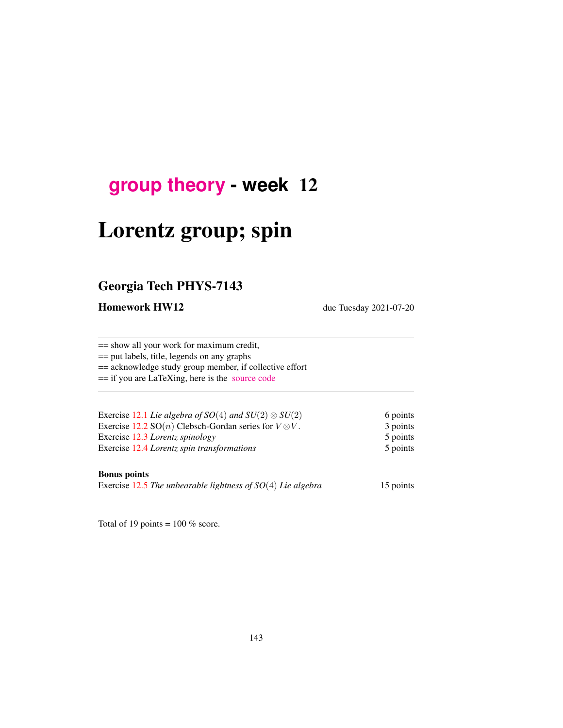# group theory - week 12

# Lorentz group; spin

## Georgia Tech PHYS-7143

**Homework HW12** due Tuesday 2021-07-20

---

== show all your work for maximum credit,
== put labels, title, legends on any graphs
== acknowledge study group member, if collective effort
== if you are LaTeXing, here is the source code

---

| | |
|---|---|
| Exercise 12.1 *Lie algebra of $SO(4)$ and $SU(2) \otimes SU(2)$* | 6 points |
| Exercise 12.2 $\mathrm{SO}(n)$ Clebsch-Gordan series for $V \otimes V$. | 3 points |
| Exercise 12.3 *Lorentz spinology* | 5 points |
| Exercise 12.4 *Lorentz spin transformations* | 5 points |

**Bonus points**

| | |
|---|---|
| Exercise 12.5 *The unbearable lightness of $SO(4)$ Lie algebra* | 15 points |

Total of 19 points = 100 % score.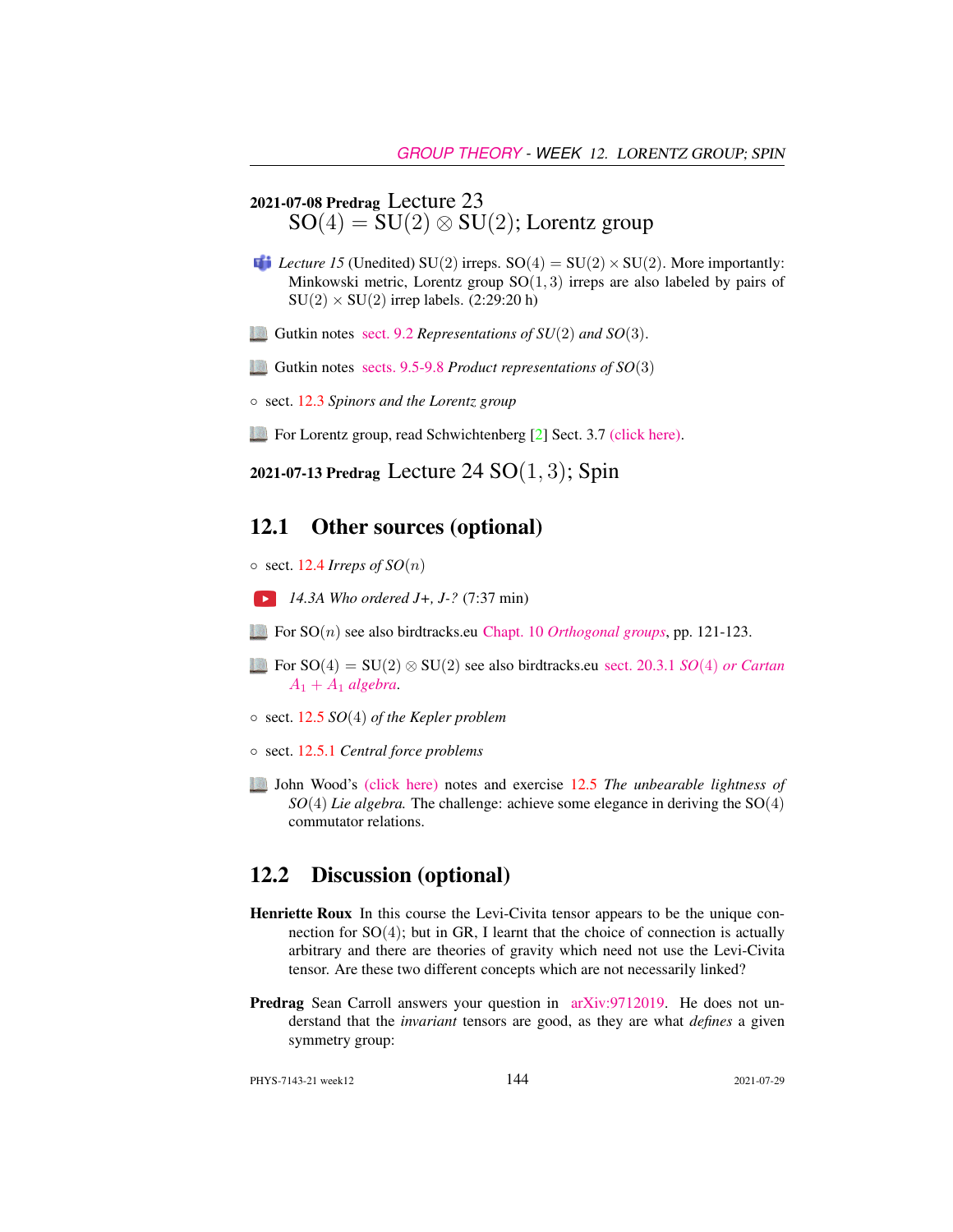**2021-07-08 Predrag** Lecture 23
$\mathrm{SO}(4) = \mathrm{SU}(2) \otimes \mathrm{SU}(2)$; Lorentz group

*Lecture 15* (Unedited) $\mathrm{SU}(2)$ irreps. $\mathrm{SO}(4) = \mathrm{SU}(2) \times \mathrm{SU}(2)$. More importantly: Minkowski metric, Lorentz group $\mathrm{SO}(1,3)$ irreps are also labeled by pairs of $\mathrm{SU}(2) \times \mathrm{SU}(2)$ irrep labels. (2:29:20 h)

Gutkin notes sect. 9.2 *Representations of SU(2) and SO(3)*.

Gutkin notes sects. 9.5-9.8 *Product representations of SO(3)*

- sect. 12.3 *Spinors and the Lorentz group*

For Lorentz group, read Schwichtenberg [2] Sect. 3.7 (click here).

**2021-07-13 Predrag** Lecture 24 $\mathrm{SO}(1,3)$; Spin

## 12.1 Other sources (optional)

- sect. 12.4 *Irreps of SO(n)*

*14.3A Who ordered J+, J-?* (7:37 min)

For $\mathrm{SO}(n)$ see also birdtracks.eu Chapt. 10 *Orthogonal groups*, pp. 121-123.

For $\mathrm{SO}(4) = \mathrm{SU}(2) \otimes \mathrm{SU}(2)$ see also birdtracks.eu sect. 20.3.1 *SO(4) or Cartan $A_1 + A_1$ algebra*.

- sect. 12.5 *SO(4) of the Kepler problem*

- sect. 12.5.1 *Central force problems*

John Wood's (click here) notes and exercise 12.5 *The unbearable lightness of SO(4) Lie algebra.* The challenge: achieve some elegance in deriving the $\mathrm{SO}(4)$ commutator relations.

## 12.2 Discussion (optional)

**Henriette Roux** In this course the Levi-Civita tensor appears to be the unique connection for $\mathrm{SO}(4)$; but in GR, I learnt that the choice of connection is actually arbitrary and there are theories of gravity which need not use the Levi-Civita tensor. Are these two different concepts which are not necessarily linked?

**Predrag** Sean Carroll answers your question in arXiv:9712019. He does not understand that the *invariant* tensors are good, as they are what *defines* a given symmetry group: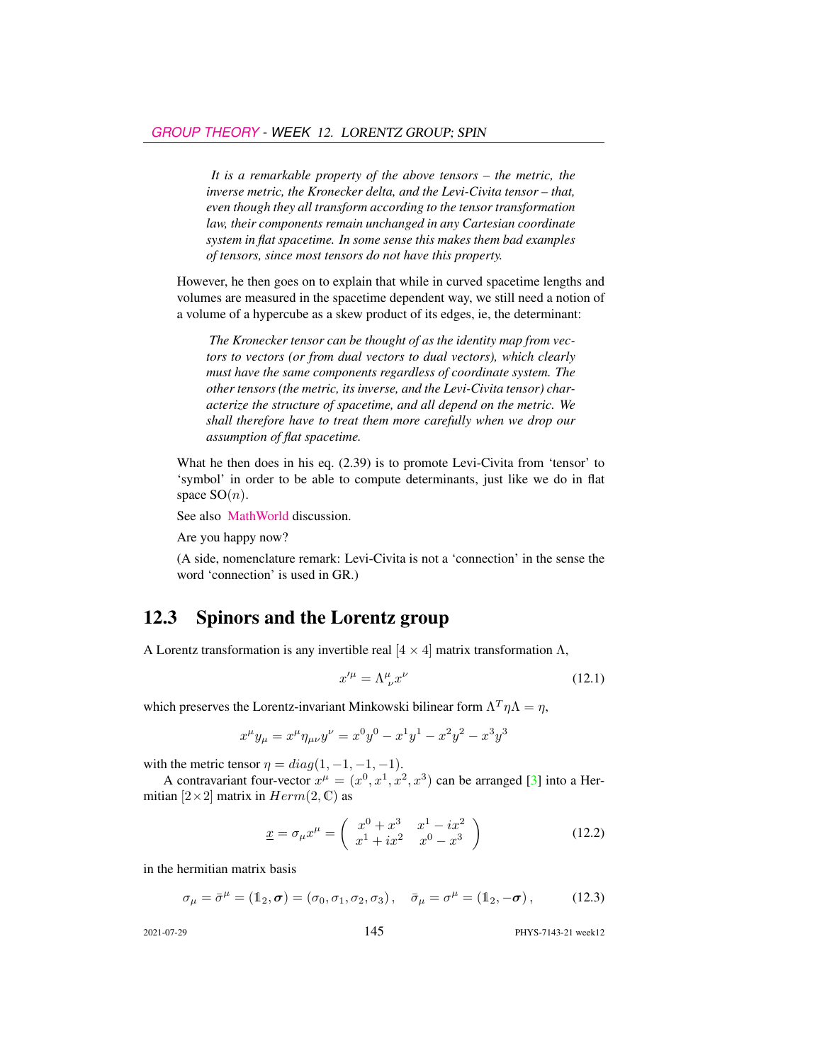> *It is a remarkable property of the above tensors – the metric, the inverse metric, the Kronecker delta, and the Levi-Civita tensor – that, even though they all transform according to the tensor transformation law, their components remain unchanged in any Cartesian coordinate system in flat spacetime. In some sense this makes them bad examples of tensors, since most tensors do not have this property.*

However, he then goes on to explain that while in curved spacetime lengths and volumes are measured in the spacetime dependent way, we still need a notion of a volume of a hypercube as a skew product of its edges, ie, the determinant:

> *The Kronecker tensor can be thought of as the identity map from vectors to vectors (or from dual vectors to dual vectors), which clearly must have the same components regardless of coordinate system. The other tensors (the metric, its inverse, and the Levi-Civita tensor) characterize the structure of spacetime, and all depend on the metric. We shall therefore have to treat them more carefully when we drop our assumption of flat spacetime.*

What he then does in his eq. (2.39) is to promote Levi-Civita from 'tensor' to 'symbol' in order to be able to compute determinants, just like we do in flat space $\mathrm{SO}(n)$.

See also MathWorld discussion.

Are you happy now?

(A side, nomenclature remark: Levi-Civita is not a 'connection' in the sense the word 'connection' is used in GR.)

## 12.3 Spinors and the Lorentz group

A Lorentz transformation is any invertible real $[4 \times 4]$ matrix transformation $\Lambda$,

$$x'^{\mu} = \Lambda^{\mu}{}_{\nu} x^{\nu} \tag{12.1}$$

which preserves the Lorentz-invariant Minkowski bilinear form $\Lambda^T \eta \Lambda = \eta$,

$$x^{\mu} y_{\mu} = x^{\mu} \eta_{\mu\nu} y^{\nu} = x^0 y^0 - x^1 y^1 - x^2 y^2 - x^3 y^3$$

with the metric tensor $\eta = diag(1, -1, -1, -1)$.

A contravariant four-vector $x^{\mu} = (x^0, x^1, x^2, x^3)$ can be arranged [3] into a Hermitian $[2 \times 2]$ matrix in $Herm(2, \mathbb{C})$ as

$$\underline{x} = \sigma_{\mu} x^{\mu} = \begin{pmatrix} x^0 + x^3 & x^1 - ix^2 \\ x^1 + ix^2 & x^0 - x^3 \end{pmatrix} \tag{12.2}$$

in the hermitian matrix basis

$$\sigma_{\mu} = \bar{\sigma}^{\mu} = (\mathbb{1}_2, \boldsymbol{\sigma}) = (\sigma_0, \sigma_1, \sigma_2, \sigma_3)\,, \quad \bar{\sigma}_{\mu} = \sigma^{\mu} = (\mathbb{1}_2, -\boldsymbol{\sigma})\,, \tag{12.3}$$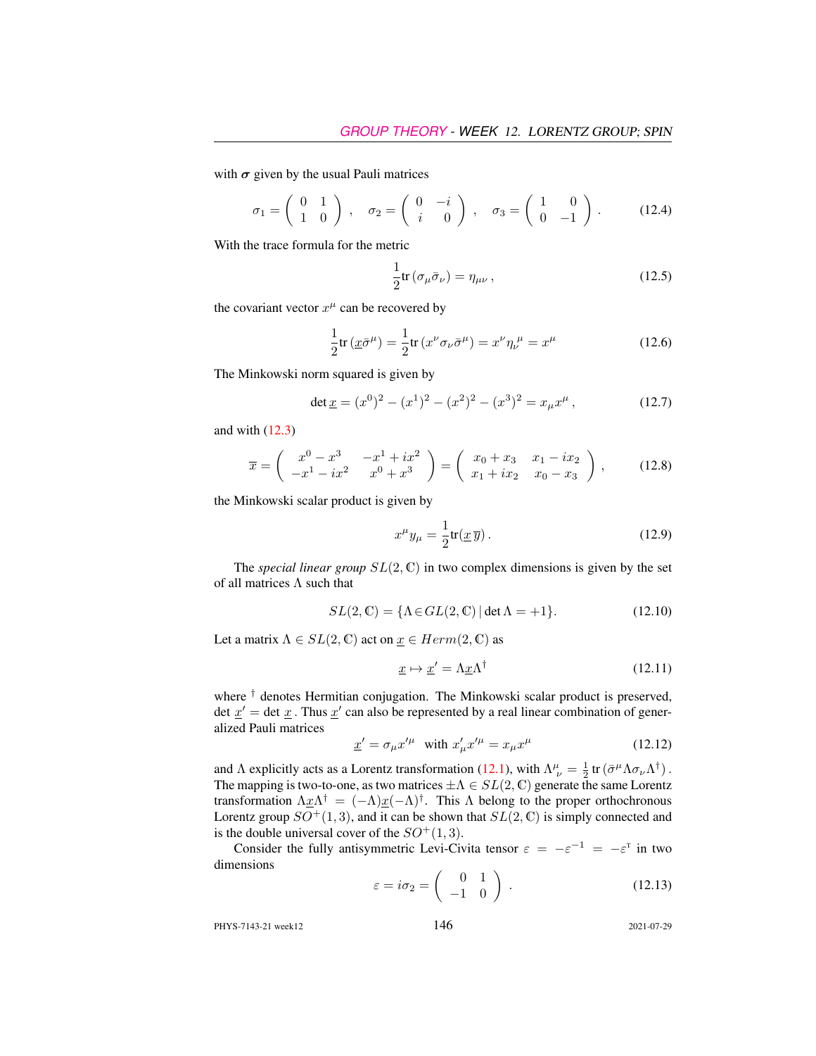with $\boldsymbol{\sigma}$ given by the usual Pauli matrices

$$\sigma_1 = \begin{pmatrix} 0 & 1 \\ 1 & 0 \end{pmatrix}, \quad \sigma_2 = \begin{pmatrix} 0 & -i \\ i & 0 \end{pmatrix}, \quad \sigma_3 = \begin{pmatrix} 1 & 0 \\ 0 & -1 \end{pmatrix}. \tag{12.4}$$

With the trace formula for the metric

$$\frac{1}{2}\mathrm{tr}\,(\sigma_\mu \bar{\sigma}_\nu) = \eta_{\mu\nu}\,, \tag{12.5}$$

the covariant vector $x^\mu$ can be recovered by

$$\frac{1}{2}\mathrm{tr}\,(\underline{x}\bar{\sigma}^\mu) = \frac{1}{2}\mathrm{tr}\,(x^\nu \sigma_\nu \bar{\sigma}^\mu) = x^\nu \eta_\nu{}^\mu = x^\mu \tag{12.6}$$

The Minkowski norm squared is given by

$$\det \underline{x} = (x^0)^2 - (x^1)^2 - (x^2)^2 - (x^3)^2 = x_\mu x^\mu\,, \tag{12.7}$$

and with (12.3)

$$\overline{x} = \begin{pmatrix} x^0 - x^3 & -x^1 + ix^2 \\ -x^1 - ix^2 & x^0 + x^3 \end{pmatrix} = \begin{pmatrix} x_0 + x_3 & x_1 - ix_2 \\ x_1 + ix_2 & x_0 - x_3 \end{pmatrix}, \tag{12.8}$$

the Minkowski scalar product is given by

$$x^\mu y_\mu = \frac{1}{2}\mathrm{tr}(\underline{x}\,\overline{y})\,. \tag{12.9}$$

The *special linear group* $SL(2,\mathbb{C})$ in two complex dimensions is given by the set of all matrices $\Lambda$ such that

$$SL(2,\mathbb{C}) = \{\Lambda \in GL(2,\mathbb{C}) \,|\, \det \Lambda = +1\}. \tag{12.10}$$

Let a matrix $\Lambda \in SL(2,\mathbb{C})$ act on $\underline{x} \in Herm(2,\mathbb{C})$ as

$$\underline{x} \mapsto \underline{x}' = \Lambda \underline{x} \Lambda^\dagger \tag{12.11}$$

where $^\dagger$ denotes Hermitian conjugation. The Minkowski scalar product is preserved, $\det \underline{x}' = \det \underline{x}$. Thus $\underline{x}'$ can also be represented by a real linear combination of generalized Pauli matrices

$$\underline{x}' = \sigma_\mu x'^\mu \quad \text{with } x'_\mu x'^\mu = x_\mu x^\mu \tag{12.12}$$

and $\Lambda$ explicitly acts as a Lorentz transformation (12.1), with $\Lambda^\mu_{\ \nu} = \frac{1}{2}\,\mathrm{tr}\,(\bar{\sigma}^\mu \Lambda \sigma_\nu \Lambda^\dagger)$. The mapping is two-to-one, as two matrices $\pm\Lambda \in SL(2,\mathbb{C})$ generate the same Lorentz transformation $\Lambda \underline{x} \Lambda^\dagger = (-\Lambda)\underline{x}(-\Lambda)^\dagger$. This $\Lambda$ belong to the proper orthochronous Lorentz group $SO^+(1,3)$, and it can be shown that $SL(2,\mathbb{C})$ is simply connected and is the double universal cover of the $SO^+(1,3)$.

Consider the fully antisymmetric Levi-Civita tensor $\varepsilon = -\varepsilon^{-1} = -\varepsilon^{\mathrm{T}}$ in two dimensions

$$\varepsilon = i\sigma_2 = \begin{pmatrix} 0 & 1 \\ -1 & 0 \end{pmatrix}. \tag{12.13}$$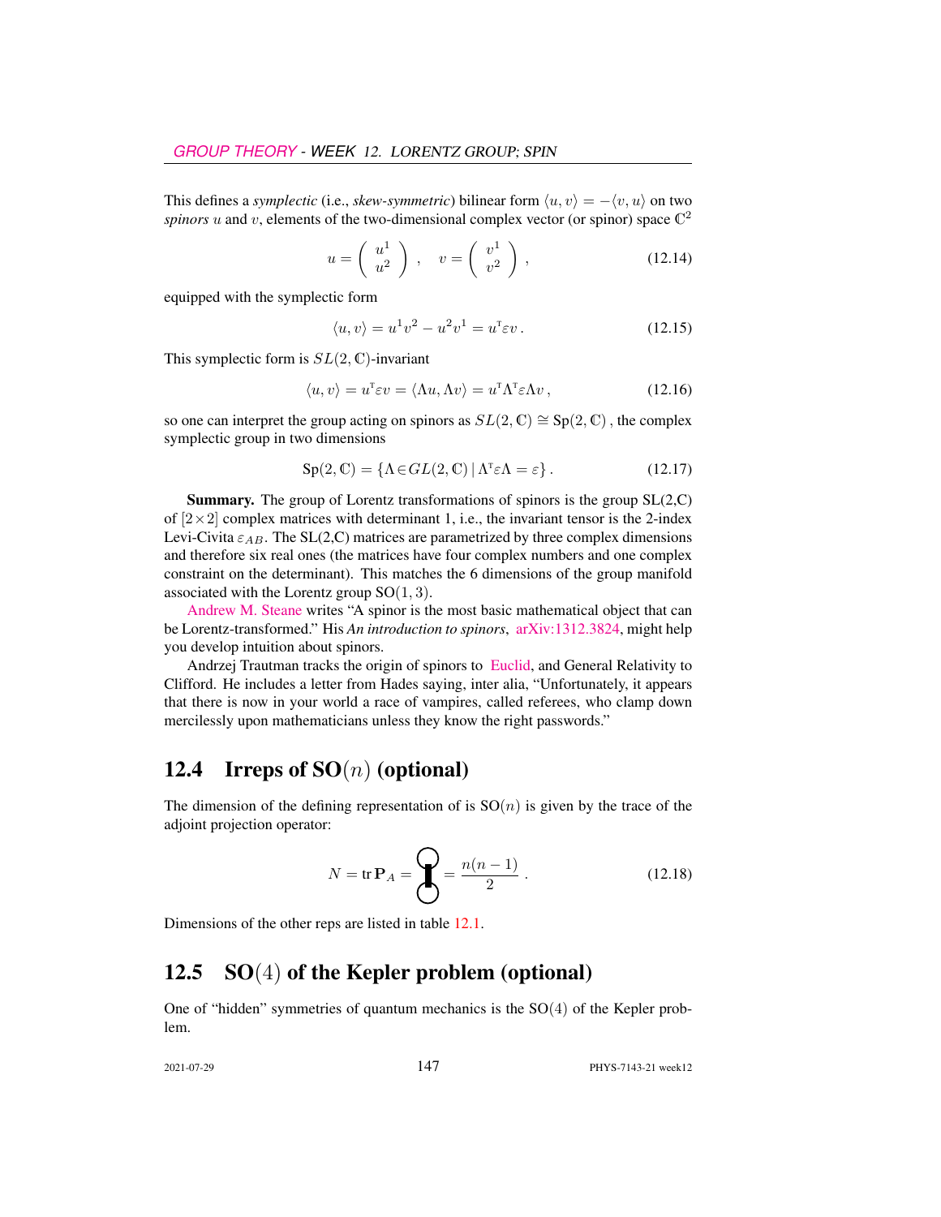This defines a *symplectic* (i.e., *skew-symmetric*) bilinear form $\langle u, v\rangle = -\langle v, u\rangle$ on two *spinors* $u$ and $v$, elements of the two-dimensional complex vector (or spinor) space $\mathbb{C}^2$

$$u = \left( \begin{array}{c} u^1 \\ u^2 \end{array} \right) , \quad v = \left( \begin{array}{c} v^1 \\ v^2 \end{array} \right) , \tag{12.14}$$

equipped with the symplectic form

$$\langle u, v\rangle = u^1 v^2 - u^2 v^1 = u^{\mathrm{T}} \varepsilon v \, . \tag{12.15}$$

This symplectic form is $SL(2,\mathbb{C})$-invariant

$$\langle u, v\rangle = u^{\mathrm{T}} \varepsilon v = \langle \Lambda u, \Lambda v\rangle = u^{\mathrm{T}} \Lambda^{\mathrm{T}} \varepsilon \Lambda v \, , \tag{12.16}$$

so one can interpret the group acting on spinors as $SL(2,\mathbb{C}) \cong \mathrm{Sp}(2,\mathbb{C})$ , the complex symplectic group in two dimensions

$$\mathrm{Sp}(2,\mathbb{C}) = \{\Lambda \in GL(2,\mathbb{C}) \,|\, \Lambda^{\mathrm{T}} \varepsilon \Lambda = \varepsilon\} \, . \tag{12.17}$$

**Summary.** The group of Lorentz transformations of spinors is the group SL(2,C) of $[2\times 2]$ complex matrices with determinant 1, i.e., the invariant tensor is the 2-index Levi-Civita $\varepsilon_{AB}$. The SL(2,C) matrices are parametrized by three complex dimensions and therefore six real ones (the matrices have four complex numbers and one complex constraint on the determinant). This matches the 6 dimensions of the group manifold associated with the Lorentz group $\mathrm{SO}(1,3)$.

Andrew M. Steane writes "A spinor is the most basic mathematical object that can be Lorentz-transformed." His *An introduction to spinors*, arXiv:1312.3824, might help you develop intuition about spinors.

Andrzej Trautman tracks the origin of spinors to Euclid, and General Relativity to Clifford. He includes a letter from Hades saying, inter alia, "Unfortunately, it appears that there is now in your world a race of vampires, called referees, who clamp down mercilessly upon mathematicians unless they know the right passwords."

## 12.4 Irreps of SO$(n)$ (optional)

The dimension of the defining representation of is $\mathrm{SO}(n)$ is given by the trace of the adjoint projection operator:

$$N = \mathrm{tr}\, \mathbf{P}_A = \text{[diagram]} = \frac{n(n-1)}{2} \, . \tag{12.18}$$

Dimensions of the other reps are listed in table 12.1.

## 12.5 SO$(4)$ of the Kepler problem (optional)

One of "hidden" symmetries of quantum mechanics is the $\mathrm{SO}(4)$ of the Kepler problem.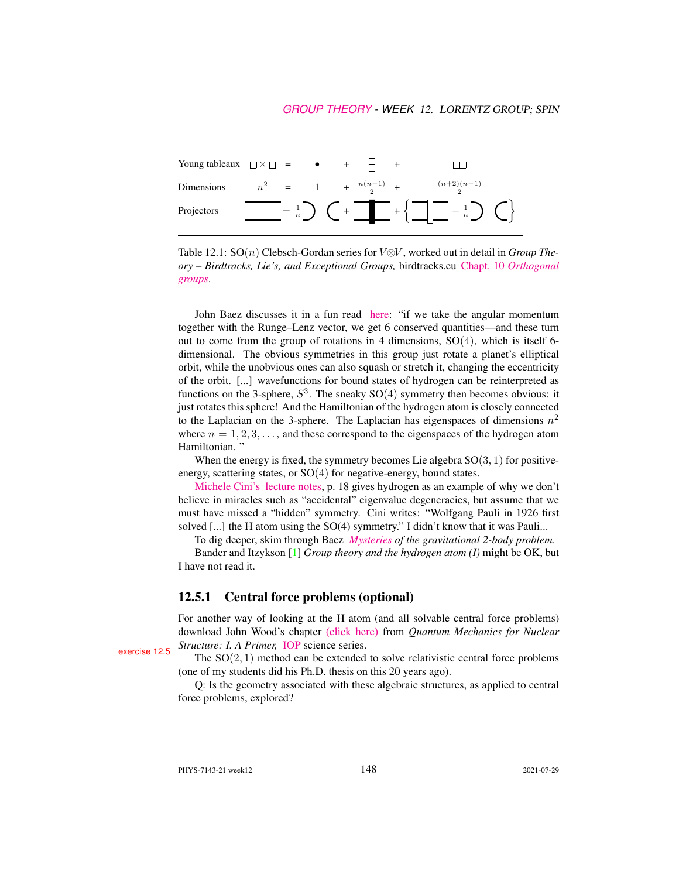| | | | | | | | |
|---|---|---|---|---|---|---|---|
| Young tableaux | $\square \times \square$ | = | $\bullet$ | + | (antisymmetric, two boxes in a column) | + | (symmetric, two boxes in a row) |
| Dimensions | $n^2$ | = | $1$ | + | $\frac{n(n-1)}{2}$ | + | $\frac{(n+2)(n-1)}{2}$ |
| Projectors | (identity) | = | $\frac{1}{n}$ (trace) | + | (antisymmetrizer) | + | $\{$ (symmetrizer) $- \frac{1}{n}$ (trace) $\}$ |

Table 12.1: SO($n$) Clebsch-Gordan series for $V \otimes V$, worked out in detail in *Group Theory – Birdtracks, Lie's, and Exceptional Groups,* birdtracks.eu Chapt. 10 *Orthogonal groups*.

John Baez discusses it in a fun read here: "if we take the angular momentum together with the Runge–Lenz vector, we get 6 conserved quantities—and these turn out to come from the group of rotations in 4 dimensions, SO(4), which is itself 6-dimensional. The obvious symmetries in this group just rotate a planet's elliptical orbit, while the unobvious ones can also squash or stretch it, changing the eccentricity of the orbit. [...] wavefunctions for bound states of hydrogen can be reinterpreted as functions on the 3-sphere, $S^3$. The sneaky SO(4) symmetry then becomes obvious: it just rotates this sphere! And the Hamiltonian of the hydrogen atom is closely connected to the Laplacian on the 3-sphere. The Laplacian has eigenspaces of dimensions $n^2$ where $n = 1, 2, 3, \ldots$, and these correspond to the eigenspaces of the hydrogen atom Hamiltonian. "

When the energy is fixed, the symmetry becomes Lie algebra SO(3, 1) for positive-energy, scattering states, or SO(4) for negative-energy, bound states.

Michele Cini's lecture notes, p. 18 gives hydrogen as an example of why we don't believe in miracles such as "accidental" eigenvalue degeneracies, but assume that we must have missed a "hidden" symmetry. Cini writes: "Wolfgang Pauli in 1926 first solved [...] the H atom using the SO(4) symmetry." I didn't know that it was Pauli...

To dig deeper, skim through Baez *Mysteries of the gravitational 2-body problem*.

Bander and Itzykson [1] *Group theory and the hydrogen atom (I)* might be OK, but I have not read it.

### 12.5.1 Central force problems (optional)

For another way of looking at the H atom (and all solvable central force problems) download John Wood's chapter (click here) from *Quantum Mechanics for Nuclear Structure: I. A Primer,* IOP science series.

exercise 12.5

The SO(2, 1) method can be extended to solve relativistic central force problems (one of my students did his Ph.D. thesis on this 20 years ago).

Q: Is the geometry associated with these algebraic structures, as applied to central force problems, explored?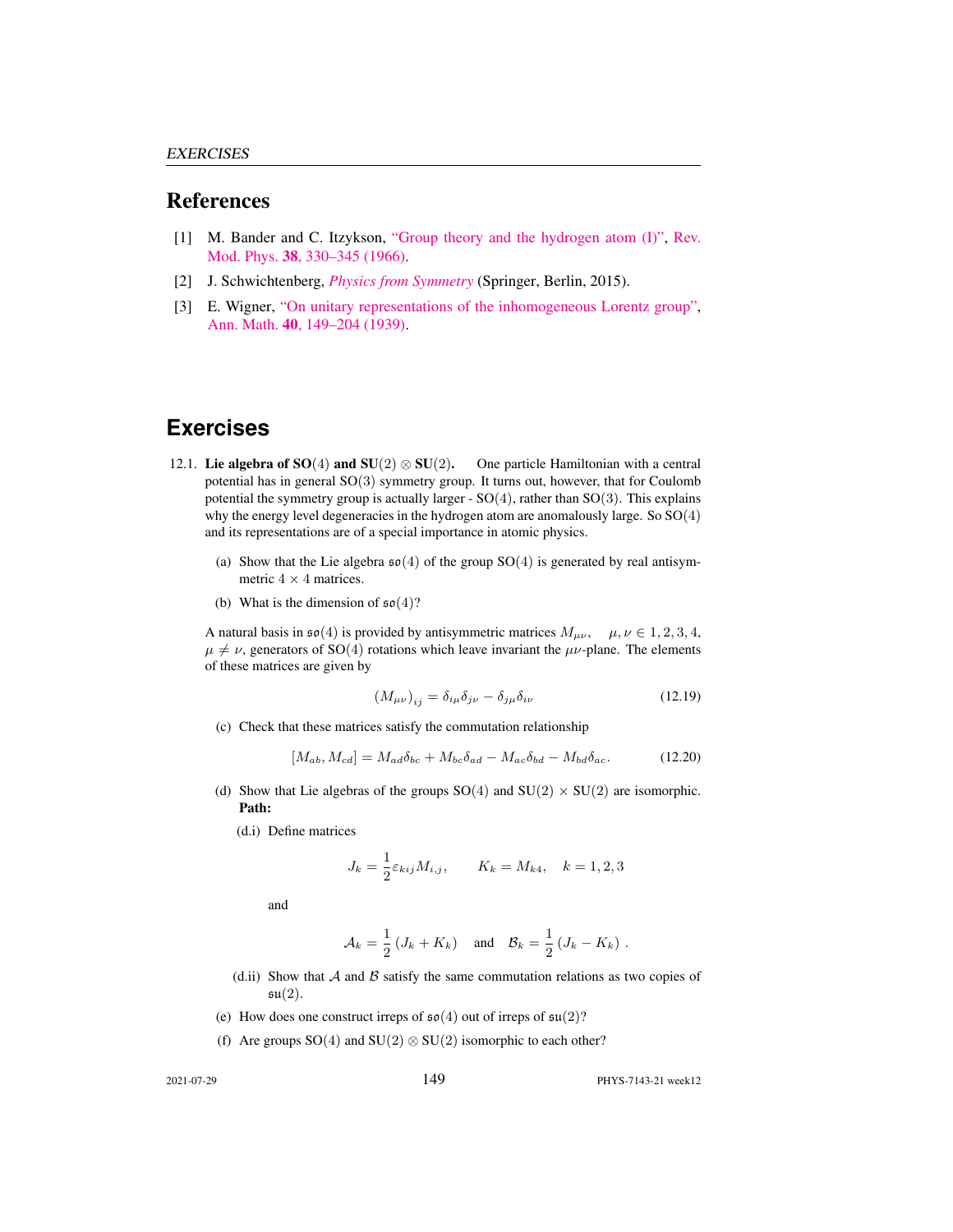## References

[1] M. Bander and C. Itzykson, "Group theory and the hydrogen atom (I)", Rev. Mod. Phys. **38**, 330–345 (1966).

[2] J. Schwichtenberg, *Physics from Symmetry* (Springer, Berlin, 2015).

[3] E. Wigner, "On unitary representations of the inhomogeneous Lorentz group", Ann. Math. **40**, 149–204 (1939).

# Exercises

12.1. **Lie algebra of SO(4) and SU(2) ⊗ SU(2).** One particle Hamiltonian with a central potential has in general SO(3) symmetry group. It turns out, however, that for Coulomb potential the symmetry group is actually larger - SO(4), rather than SO(3). This explains why the energy level degeneracies in the hydrogen atom are anomalously large. So SO(4) and its representations are of a special importance in atomic physics.

(a) Show that the Lie algebra $\mathfrak{so}(4)$ of the group SO(4) is generated by real antisymmetric $4 \times 4$ matrices.

(b) What is the dimension of $\mathfrak{so}(4)$?

A natural basis in $\mathfrak{so}(4)$ is provided by antisymmetric matrices $M_{\mu\nu}$, $\quad \mu, \nu \in 1, 2, 3, 4$, $\mu \neq \nu$, generators of SO(4) rotations which leave invariant the $\mu\nu$-plane. The elements of these matrices are given by

$$(M_{\mu\nu})_{ij} = \delta_{i\mu}\delta_{j\nu} - \delta_{j\mu}\delta_{i\nu} \tag{12.19}$$

(c) Check that these matrices satisfy the commutation relationship

$$[M_{ab}, M_{cd}] = M_{ad}\delta_{bc} + M_{bc}\delta_{ad} - M_{ac}\delta_{bd} - M_{bd}\delta_{ac}. \tag{12.20}$$

(d) Show that Lie algebras of the groups SO(4) and SU(2) × SU(2) are isomorphic. **Path:**

(d.i) Define matrices

$$J_k = \frac{1}{2}\varepsilon_{kij}M_{i,j}, \qquad K_k = M_{k4}, \quad k = 1, 2, 3$$

and

$$\mathcal{A}_k = \frac{1}{2}\left(J_k + K_k\right) \quad \text{and} \quad \mathcal{B}_k = \frac{1}{2}\left(J_k - K_k\right) .$$

(d.ii) Show that $\mathcal{A}$ and $\mathcal{B}$ satisfy the same commutation relations as two copies of $\mathfrak{su}(2)$.

(e) How does one construct irreps of $\mathfrak{so}(4)$ out of irreps of $\mathfrak{su}(2)$?

(f) Are groups SO(4) and SU(2) ⊗ SU(2) isomorphic to each other?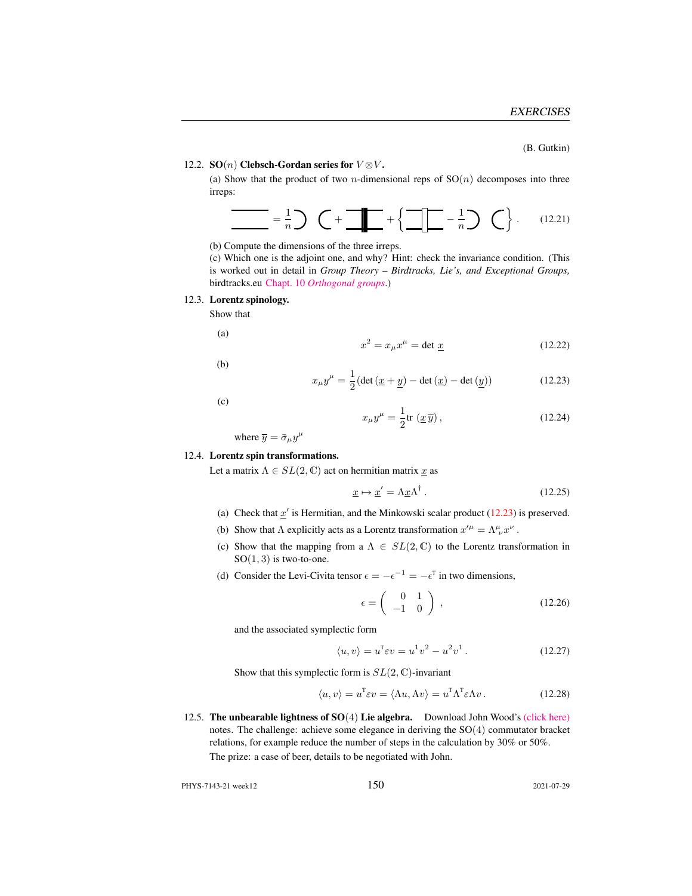(B. Gutkin)

12.2. **SO$(n)$ Clebsch-Gordan series for $V \otimes V$.**

(a) Show that the product of two $n$-dimensional reps of SO$(n)$ decomposes into three irreps:

$$= \frac{1}{n} \supset \subset + \text{[antisymmetrizer]} + \left\{ \text{[symmetrizer]} - \frac{1}{n} \supset \subset \right\}. \qquad (12.21)$$

(b) Compute the dimensions of the three irreps.

(c) Which one is the adjoint one, and why? Hint: check the invariance condition. (This is worked out in detail in *Group Theory – Birdtracks, Lie's, and Exceptional Groups,* birdtracks.eu Chapt. 10 *Orthogonal groups*.)

12.3. **Lorentz spinology.**

Show that

(a)
$$x^2 = x_\mu x^\mu = \det \underline{x} \qquad (12.22)$$

(b)
$$x_\mu y^\mu = \frac{1}{2}(\det(\underline{x} + \underline{y}) - \det(\underline{x}) - \det(\underline{y})) \qquad (12.23)$$

(c)
$$x_\mu y^\mu = \frac{1}{2}\text{tr}\,(\underline{x}\,\overline{y})\,, \qquad (12.24)$$

where $\overline{y} = \bar{\sigma}_\mu y^\mu$

12.4. **Lorentz spin transformations.**

Let a matrix $\Lambda \in SL(2, \mathbb{C})$ act on hermitian matrix $\underline{x}$ as

$$\underline{x} \mapsto \underline{x}' = \Lambda \underline{x} \Lambda^\dagger\,. \qquad (12.25)$$

(a) Check that $\underline{x}'$ is Hermitian, and the Minkowski scalar product (12.23) is preserved.

(b) Show that $\Lambda$ explicitly acts as a Lorentz transformation $x'^\mu = \Lambda^\mu{}_\nu x^\nu$ .

(c) Show that the mapping from a $\Lambda \in SL(2, \mathbb{C})$ to the Lorentz transformation in SO$(1, 3)$ is two-to-one.

(d) Consider the Levi-Civita tensor $\epsilon = -\epsilon^{-1} = -\epsilon^{\mathrm{T}}$ in two dimensions,

$$\epsilon = \begin{pmatrix} 0 & 1 \\ -1 & 0 \end{pmatrix}\,, \qquad (12.26)$$

and the associated symplectic form

$$\langle u, v \rangle = u^{\mathrm{T}} \varepsilon v = u^1 v^2 - u^2 v^1\,. \qquad (12.27)$$

Show that this symplectic form is $SL(2, \mathbb{C})$-invariant

$$\langle u, v \rangle = u^{\mathrm{T}} \varepsilon v = \langle \Lambda u, \Lambda v \rangle = u^{\mathrm{T}} \Lambda^{\mathrm{T}} \varepsilon \Lambda v\,. \qquad (12.28)$$

12.5. **The unbearable lightness of SO$(4)$ Lie algebra.** Download John Wood's (click here) notes. The challenge: achieve some elegance in deriving the SO$(4)$ commutator bracket relations, for example reduce the number of steps in the calculation by 30% or 50%. The prize: a case of beer, details to be negotiated with John.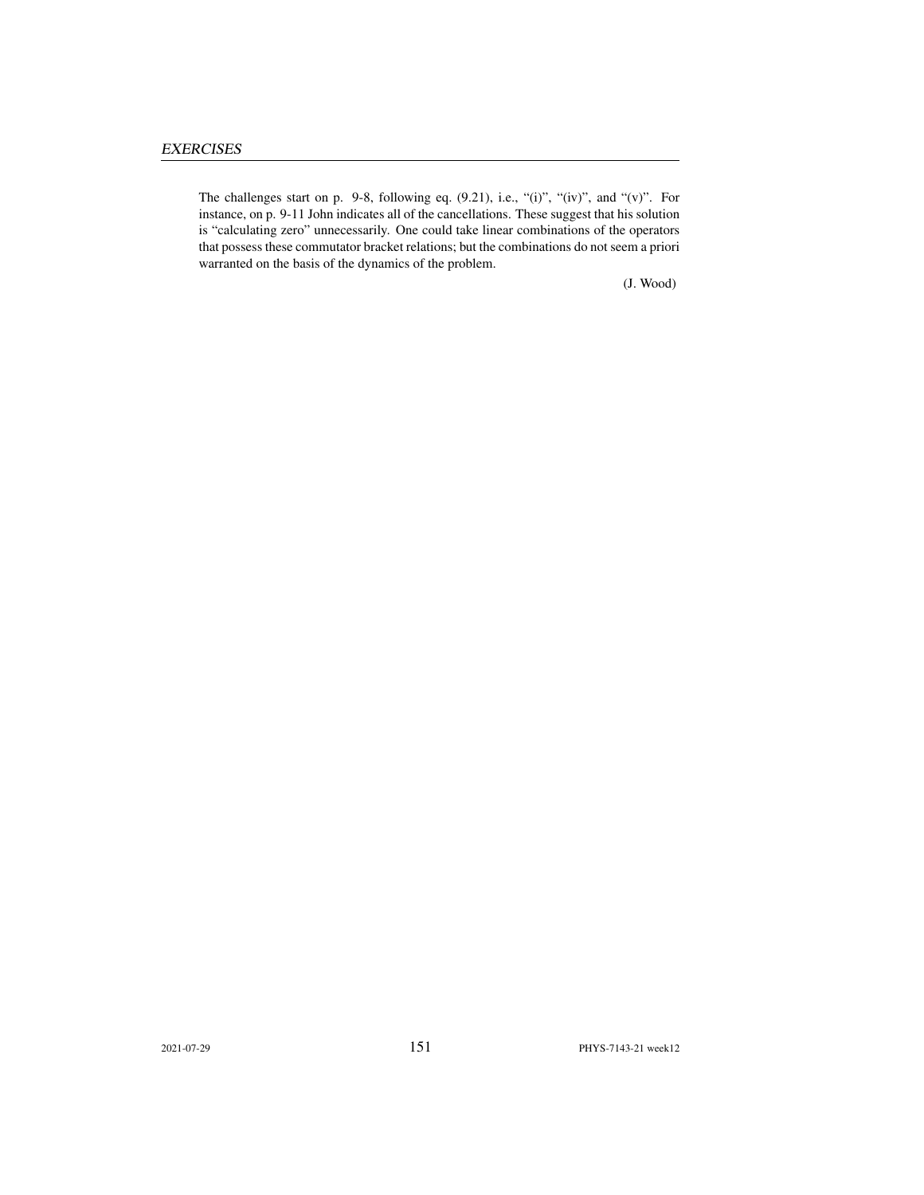The challenges start on p. 9-8, following eq. (9.21), i.e., "(i)", "(iv)", and "(v)". For instance, on p. 9-11 John indicates all of the cancellations. These suggest that his solution is "calculating zero" unnecessarily. One could take linear combinations of the operators that possess these commutator bracket relations; but the combinations do not seem a priori warranted on the basis of the dynamics of the problem.

(J. Wood)